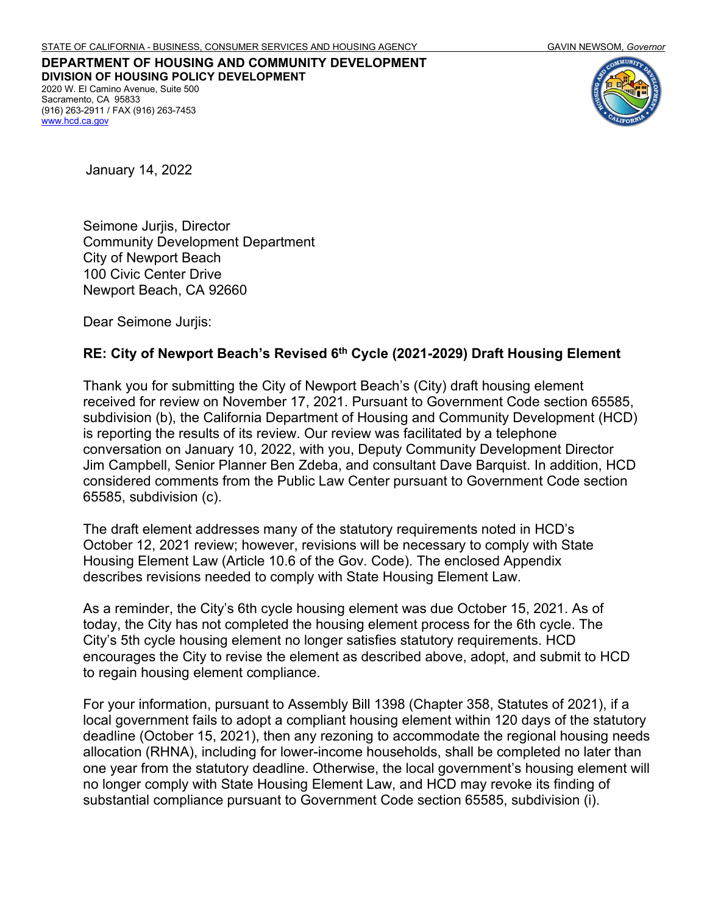STATE OF CALIFORNIA - BUSINESS, CONSUMER SERVICES AND HOUSING AGENCY GAVIN NEWSOM, *Governor*

**DEPARTMENT OF HOUSING AND COMMUNITY DEVELOPMENT**
**DIVISION OF HOUSING POLICY DEVELOPMENT**
2020 W. El Camino Avenue, Suite 500
Sacramento, CA 95833
(916) 263-2911 / FAX (916) 263-7453
www.hcd.ca.gov

January 14, 2022

Seimone Jurjis, Director
Community Development Department
City of Newport Beach
100 Civic Center Drive
Newport Beach, CA 92660

Dear Seimone Jurjis:

**RE: City of Newport Beach's Revised 6th Cycle (2021-2029) Draft Housing Element**

Thank you for submitting the City of Newport Beach's (City) draft housing element received for review on November 17, 2021. Pursuant to Government Code section 65585, subdivision (b), the California Department of Housing and Community Development (HCD) is reporting the results of its review. Our review was facilitated by a telephone conversation on January 10, 2022, with you, Deputy Community Development Director Jim Campbell, Senior Planner Ben Zdeba, and consultant Dave Barquist. In addition, HCD considered comments from the Public Law Center pursuant to Government Code section 65585, subdivision (c).

The draft element addresses many of the statutory requirements noted in HCD's October 12, 2021 review; however, revisions will be necessary to comply with State Housing Element Law (Article 10.6 of the Gov. Code). The enclosed Appendix describes revisions needed to comply with State Housing Element Law.

As a reminder, the City's 6th cycle housing element was due October 15, 2021. As of today, the City has not completed the housing element process for the 6th cycle. The City's 5th cycle housing element no longer satisfies statutory requirements. HCD encourages the City to revise the element as described above, adopt, and submit to HCD to regain housing element compliance.

For your information, pursuant to Assembly Bill 1398 (Chapter 358, Statutes of 2021), if a local government fails to adopt a compliant housing element within 120 days of the statutory deadline (October 15, 2021), then any rezoning to accommodate the regional housing needs allocation (RHNA), including for lower-income households, shall be completed no later than one year from the statutory deadline. Otherwise, the local government's housing element will no longer comply with State Housing Element Law, and HCD may revoke its finding of substantial compliance pursuant to Government Code section 65585, subdivision (i).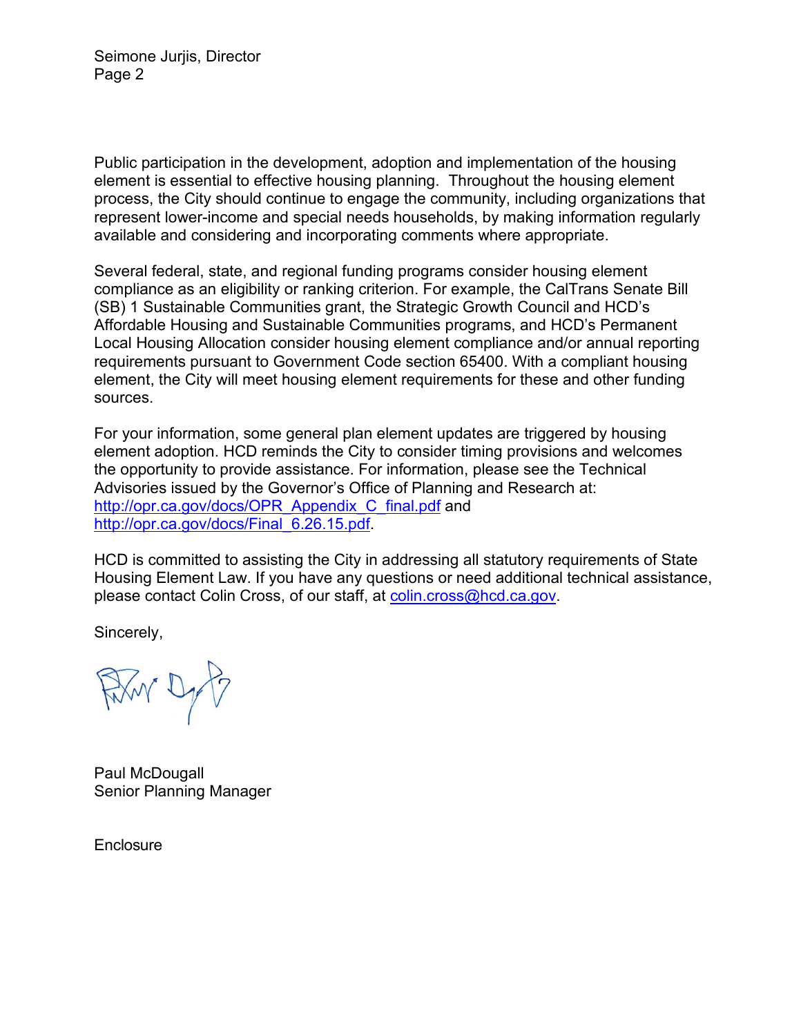Public participation in the development, adoption and implementation of the housing element is essential to effective housing planning. Throughout the housing element process, the City should continue to engage the community, including organizations that represent lower-income and special needs households, by making information regularly available and considering and incorporating comments where appropriate.

Several federal, state, and regional funding programs consider housing element compliance as an eligibility or ranking criterion. For example, the CalTrans Senate Bill (SB) 1 Sustainable Communities grant, the Strategic Growth Council and HCD's Affordable Housing and Sustainable Communities programs, and HCD's Permanent Local Housing Allocation consider housing element compliance and/or annual reporting requirements pursuant to Government Code section 65400. With a compliant housing element, the City will meet housing element requirements for these and other funding sources.

For your information, some general plan element updates are triggered by housing element adoption. HCD reminds the City to consider timing provisions and welcomes the opportunity to provide assistance. For information, please see the Technical Advisories issued by the Governor's Office of Planning and Research at: http://opr.ca.gov/docs/OPR_Appendix_C_final.pdf and http://opr.ca.gov/docs/Final_6.26.15.pdf.

HCD is committed to assisting the City in addressing all statutory requirements of State Housing Element Law. If you have any questions or need additional technical assistance, please contact Colin Cross, of our staff, at colin.cross@hcd.ca.gov.

Sincerely,

Paul McDougall
Senior Planning Manager

Enclosure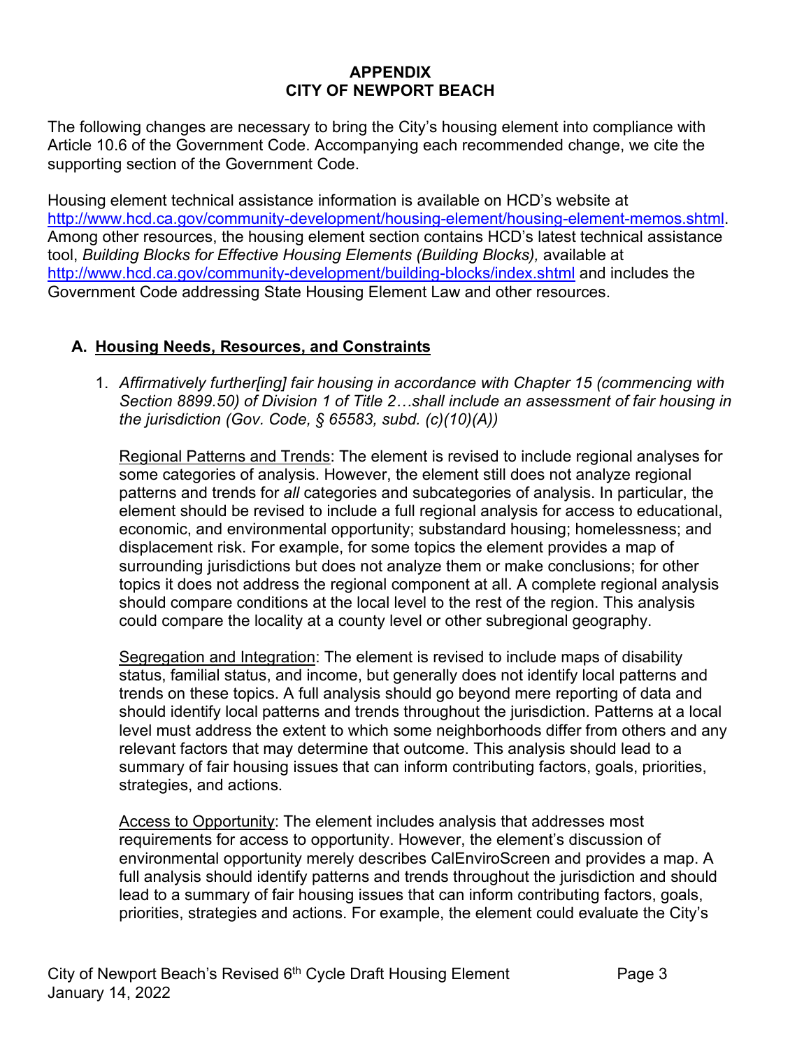**APPENDIX**
**CITY OF NEWPORT BEACH**

The following changes are necessary to bring the City's housing element into compliance with Article 10.6 of the Government Code. Accompanying each recommended change, we cite the supporting section of the Government Code.

Housing element technical assistance information is available on HCD's website at http://www.hcd.ca.gov/community-development/housing-element/housing-element-memos.shtml. Among other resources, the housing element section contains HCD's latest technical assistance tool, *Building Blocks for Effective Housing Elements (Building Blocks),* available at http://www.hcd.ca.gov/community-development/building-blocks/index.shtml and includes the Government Code addressing State Housing Element Law and other resources.

## A. Housing Needs, Resources, and Constraints

1. *Affirmatively further[ing] fair housing in accordance with Chapter 15 (commencing with Section 8899.50) of Division 1 of Title 2…shall include an assessment of fair housing in the jurisdiction (Gov. Code, § 65583, subd. (c)(10)(A))*

   Regional Patterns and Trends: The element is revised to include regional analyses for some categories of analysis. However, the element still does not analyze regional patterns and trends for *all* categories and subcategories of analysis. In particular, the element should be revised to include a full regional analysis for access to educational, economic, and environmental opportunity; substandard housing; homelessness; and displacement risk. For example, for some topics the element provides a map of surrounding jurisdictions but does not analyze them or make conclusions; for other topics it does not address the regional component at all. A complete regional analysis should compare conditions at the local level to the rest of the region. This analysis could compare the locality at a county level or other subregional geography.

   Segregation and Integration: The element is revised to include maps of disability status, familial status, and income, but generally does not identify local patterns and trends on these topics. A full analysis should go beyond mere reporting of data and should identify local patterns and trends throughout the jurisdiction. Patterns at a local level must address the extent to which some neighborhoods differ from others and any relevant factors that may determine that outcome. This analysis should lead to a summary of fair housing issues that can inform contributing factors, goals, priorities, strategies, and actions.

   Access to Opportunity: The element includes analysis that addresses most requirements for access to opportunity. However, the element's discussion of environmental opportunity merely describes CalEnviroScreen and provides a map. A full analysis should identify patterns and trends throughout the jurisdiction and should lead to a summary of fair housing issues that can inform contributing factors, goals, priorities, strategies and actions. For example, the element could evaluate the City's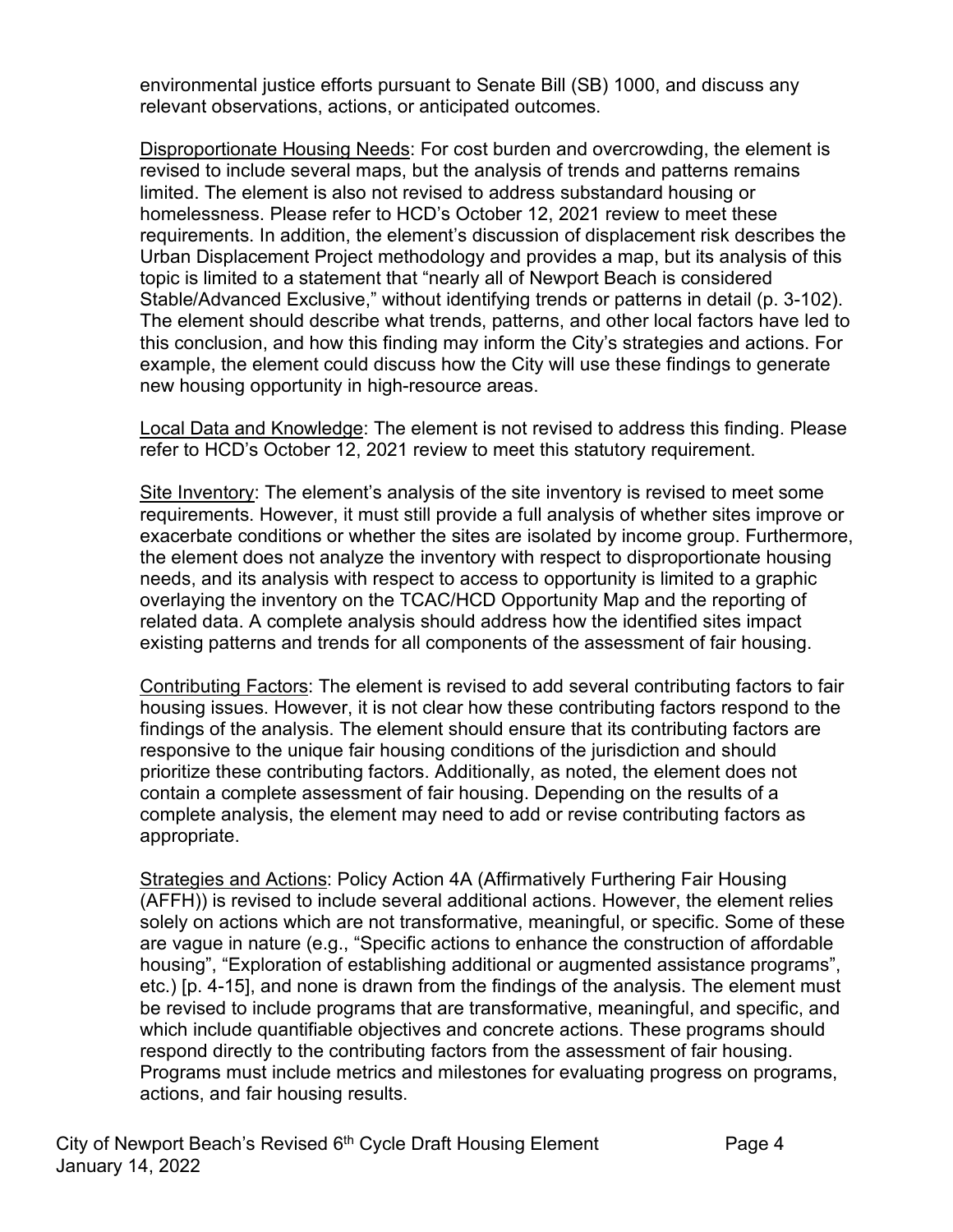environmental justice efforts pursuant to Senate Bill (SB) 1000, and discuss any relevant observations, actions, or anticipated outcomes.

Disproportionate Housing Needs: For cost burden and overcrowding, the element is revised to include several maps, but the analysis of trends and patterns remains limited. The element is also not revised to address substandard housing or homelessness. Please refer to HCD's October 12, 2021 review to meet these requirements. In addition, the element's discussion of displacement risk describes the Urban Displacement Project methodology and provides a map, but its analysis of this topic is limited to a statement that "nearly all of Newport Beach is considered Stable/Advanced Exclusive," without identifying trends or patterns in detail (p. 3-102). The element should describe what trends, patterns, and other local factors have led to this conclusion, and how this finding may inform the City's strategies and actions. For example, the element could discuss how the City will use these findings to generate new housing opportunity in high-resource areas.

Local Data and Knowledge: The element is not revised to address this finding. Please refer to HCD's October 12, 2021 review to meet this statutory requirement.

Site Inventory: The element's analysis of the site inventory is revised to meet some requirements. However, it must still provide a full analysis of whether sites improve or exacerbate conditions or whether the sites are isolated by income group. Furthermore, the element does not analyze the inventory with respect to disproportionate housing needs, and its analysis with respect to access to opportunity is limited to a graphic overlaying the inventory on the TCAC/HCD Opportunity Map and the reporting of related data. A complete analysis should address how the identified sites impact existing patterns and trends for all components of the assessment of fair housing.

Contributing Factors: The element is revised to add several contributing factors to fair housing issues. However, it is not clear how these contributing factors respond to the findings of the analysis. The element should ensure that its contributing factors are responsive to the unique fair housing conditions of the jurisdiction and should prioritize these contributing factors. Additionally, as noted, the element does not contain a complete assessment of fair housing. Depending on the results of a complete analysis, the element may need to add or revise contributing factors as appropriate.

Strategies and Actions: Policy Action 4A (Affirmatively Furthering Fair Housing (AFFH)) is revised to include several additional actions. However, the element relies solely on actions which are not transformative, meaningful, or specific. Some of these are vague in nature (e.g., "Specific actions to enhance the construction of affordable housing", "Exploration of establishing additional or augmented assistance programs", etc.) [p. 4-15], and none is drawn from the findings of the analysis. The element must be revised to include programs that are transformative, meaningful, and specific, and which include quantifiable objectives and concrete actions. These programs should respond directly to the contributing factors from the assessment of fair housing. Programs must include metrics and milestones for evaluating progress on programs, actions, and fair housing results.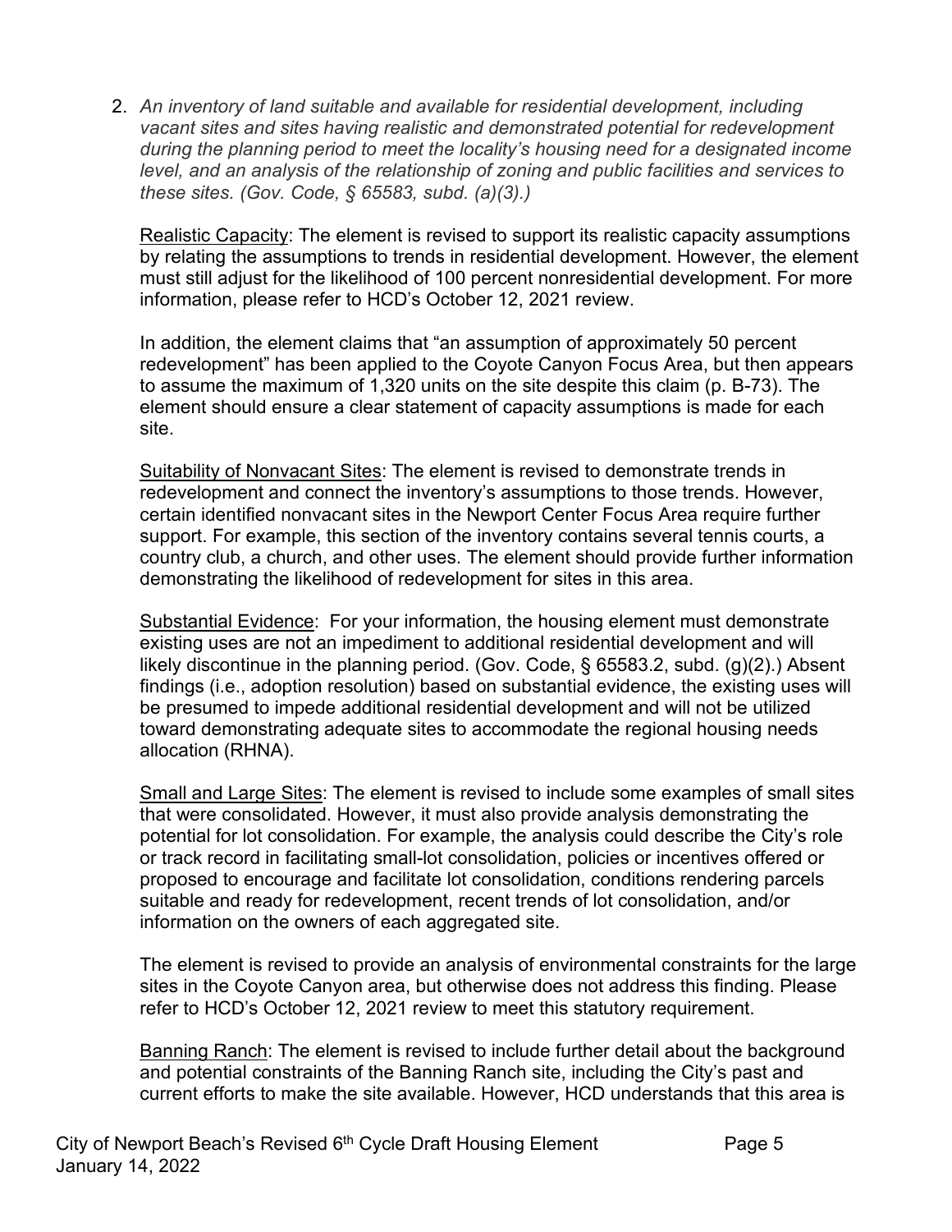2. *An inventory of land suitable and available for residential development, including vacant sites and sites having realistic and demonstrated potential for redevelopment during the planning period to meet the locality's housing need for a designated income level, and an analysis of the relationship of zoning and public facilities and services to these sites. (Gov. Code, § 65583, subd. (a)(3).)*

   Realistic Capacity: The element is revised to support its realistic capacity assumptions by relating the assumptions to trends in residential development. However, the element must still adjust for the likelihood of 100 percent nonresidential development. For more information, please refer to HCD's October 12, 2021 review.

   In addition, the element claims that "an assumption of approximately 50 percent redevelopment" has been applied to the Coyote Canyon Focus Area, but then appears to assume the maximum of 1,320 units on the site despite this claim (p. B-73). The element should ensure a clear statement of capacity assumptions is made for each site.

   Suitability of Nonvacant Sites: The element is revised to demonstrate trends in redevelopment and connect the inventory's assumptions to those trends. However, certain identified nonvacant sites in the Newport Center Focus Area require further support. For example, this section of the inventory contains several tennis courts, a country club, a church, and other uses. The element should provide further information demonstrating the likelihood of redevelopment for sites in this area.

   Substantial Evidence: For your information, the housing element must demonstrate existing uses are not an impediment to additional residential development and will likely discontinue in the planning period. (Gov. Code, § 65583.2, subd. (g)(2).) Absent findings (i.e., adoption resolution) based on substantial evidence, the existing uses will be presumed to impede additional residential development and will not be utilized toward demonstrating adequate sites to accommodate the regional housing needs allocation (RHNA).

   Small and Large Sites: The element is revised to include some examples of small sites that were consolidated. However, it must also provide analysis demonstrating the potential for lot consolidation. For example, the analysis could describe the City's role or track record in facilitating small-lot consolidation, policies or incentives offered or proposed to encourage and facilitate lot consolidation, conditions rendering parcels suitable and ready for redevelopment, recent trends of lot consolidation, and/or information on the owners of each aggregated site.

   The element is revised to provide an analysis of environmental constraints for the large sites in the Coyote Canyon area, but otherwise does not address this finding. Please refer to HCD's October 12, 2021 review to meet this statutory requirement.

   Banning Ranch: The element is revised to include further detail about the background and potential constraints of the Banning Ranch site, including the City's past and current efforts to make the site available. However, HCD understands that this area is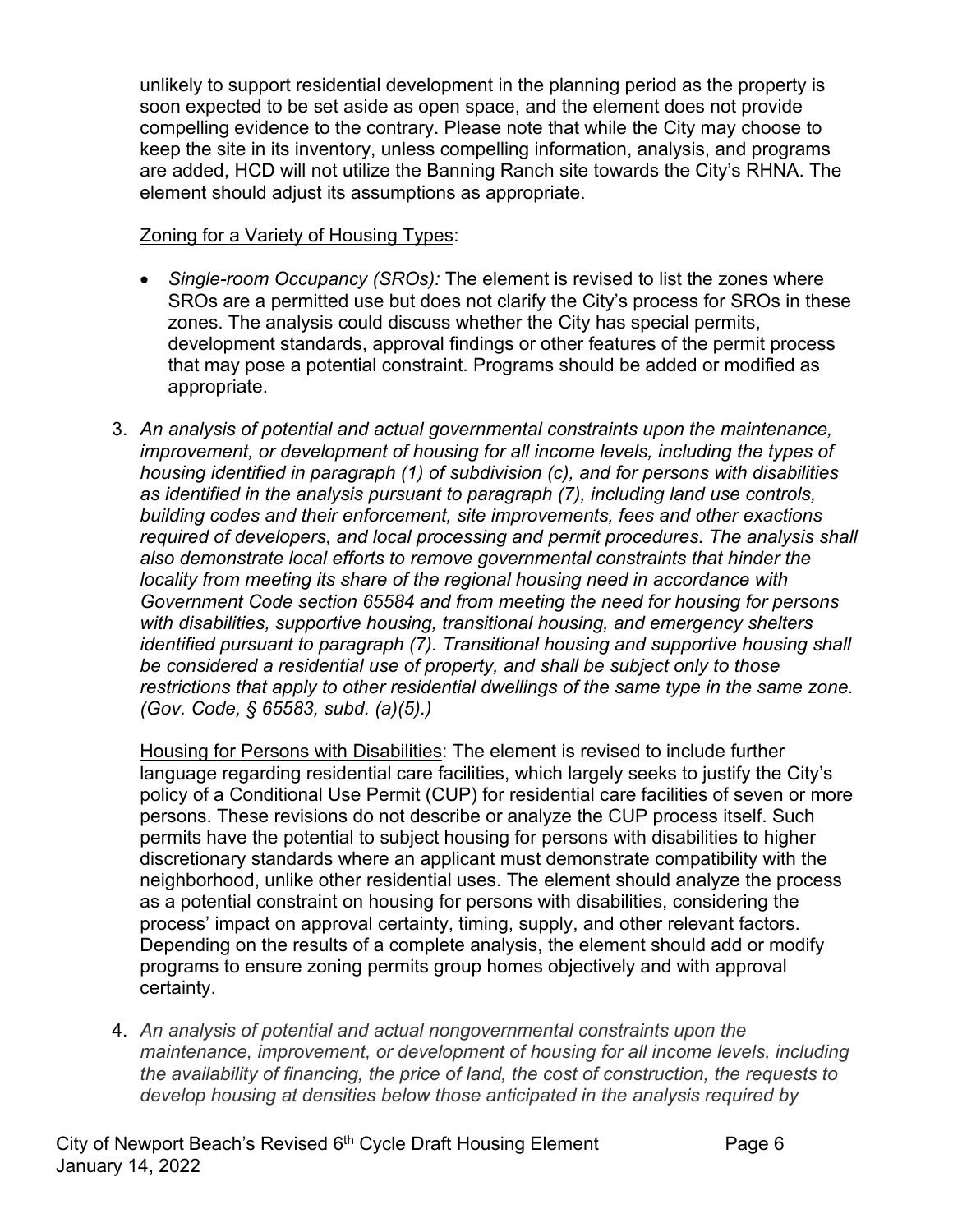unlikely to support residential development in the planning period as the property is soon expected to be set aside as open space, and the element does not provide compelling evidence to the contrary. Please note that while the City may choose to keep the site in its inventory, unless compelling information, analysis, and programs are added, HCD will not utilize the Banning Ranch site towards the City's RHNA. The element should adjust its assumptions as appropriate.

<u>Zoning for a Variety of Housing Types</u>:

- *Single-room Occupancy (SROs):* The element is revised to list the zones where SROs are a permitted use but does not clarify the City's process for SROs in these zones. The analysis could discuss whether the City has special permits, development standards, approval findings or other features of the permit process that may pose a potential constraint. Programs should be added or modified as appropriate.

3. *An analysis of potential and actual governmental constraints upon the maintenance, improvement, or development of housing for all income levels, including the types of housing identified in paragraph (1) of subdivision (c), and for persons with disabilities as identified in the analysis pursuant to paragraph (7), including land use controls, building codes and their enforcement, site improvements, fees and other exactions required of developers, and local processing and permit procedures. The analysis shall also demonstrate local efforts to remove governmental constraints that hinder the locality from meeting its share of the regional housing need in accordance with Government Code section 65584 and from meeting the need for housing for persons with disabilities, supportive housing, transitional housing, and emergency shelters identified pursuant to paragraph (7). Transitional housing and supportive housing shall be considered a residential use of property, and shall be subject only to those restrictions that apply to other residential dwellings of the same type in the same zone. (Gov. Code, § 65583, subd. (a)(5).)*

   <u>Housing for Persons with Disabilities</u>: The element is revised to include further language regarding residential care facilities, which largely seeks to justify the City's policy of a Conditional Use Permit (CUP) for residential care facilities of seven or more persons. These revisions do not describe or analyze the CUP process itself. Such permits have the potential to subject housing for persons with disabilities to higher discretionary standards where an applicant must demonstrate compatibility with the neighborhood, unlike other residential uses. The element should analyze the process as a potential constraint on housing for persons with disabilities, considering the process' impact on approval certainty, timing, supply, and other relevant factors. Depending on the results of a complete analysis, the element should add or modify programs to ensure zoning permits group homes objectively and with approval certainty.

4. *An analysis of potential and actual nongovernmental constraints upon the maintenance, improvement, or development of housing for all income levels, including the availability of financing, the price of land, the cost of construction, the requests to develop housing at densities below those anticipated in the analysis required by*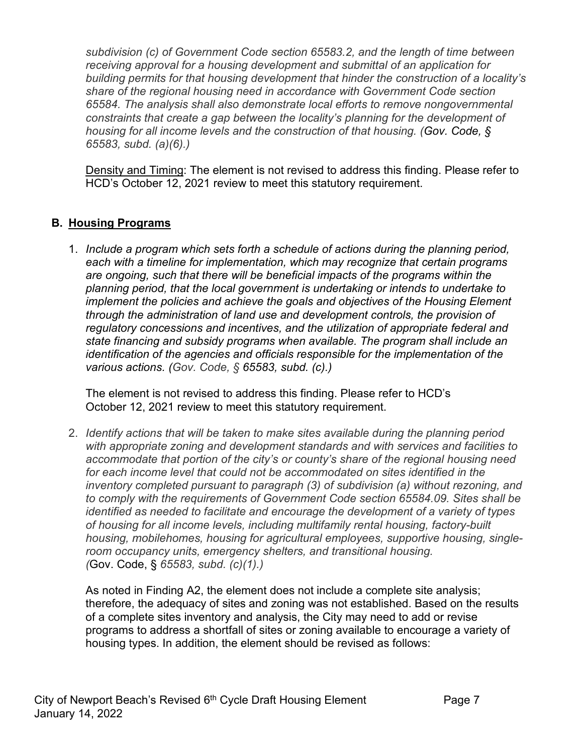*subdivision (c) of Government Code section 65583.2, and the length of time between receiving approval for a housing development and submittal of an application for building permits for that housing development that hinder the construction of a locality's share of the regional housing need in accordance with Government Code section 65584. The analysis shall also demonstrate local efforts to remove nongovernmental constraints that create a gap between the locality's planning for the development of housing for all income levels and the construction of that housing. (**Gov. Code, § 65583, subd. (a)(6).)***

<u>Density and Timing</u>: The element is not revised to address this finding. Please refer to HCD's October 12, 2021 review to meet this statutory requirement.

## B. Housing Programs

1. *Include a program which sets forth a schedule of actions during the planning period, each with a timeline for implementation, which may recognize that certain programs are ongoing, such that there will be beneficial impacts of the programs within the planning period, that the local government is undertaking or intends to undertake to implement the policies and achieve the goals and objectives of the Housing Element through the administration of land use and development controls, the provision of regulatory concessions and incentives, and the utilization of appropriate federal and state financing and subsidy programs when available. The program shall include an identification of the agencies and officials responsible for the implementation of the various actions. (Gov. Code, § 65583, subd. (c).)*

   The element is not revised to address this finding. Please refer to HCD's October 12, 2021 review to meet this statutory requirement.

2. *Identify actions that will be taken to make sites available during the planning period with appropriate zoning and development standards and with services and facilities to accommodate that portion of the city's or county's share of the regional housing need for each income level that could not be accommodated on sites identified in the inventory completed pursuant to paragraph (3) of subdivision (a) without rezoning, and to comply with the requirements of Government Code section 65584.09. Sites shall be identified as needed to facilitate and encourage the development of a variety of types of housing for all income levels, including multifamily rental housing, factory-built housing, mobilehomes, housing for agricultural employees, supportive housing, single-room occupancy units, emergency shelters, and transitional housing. (*Gov. Code, § *65583, subd. (c)(1).)*

   As noted in Finding A2, the element does not include a complete site analysis; therefore, the adequacy of sites and zoning was not established. Based on the results of a complete sites inventory and analysis, the City may need to add or revise programs to address a shortfall of sites or zoning available to encourage a variety of housing types. In addition, the element should be revised as follows: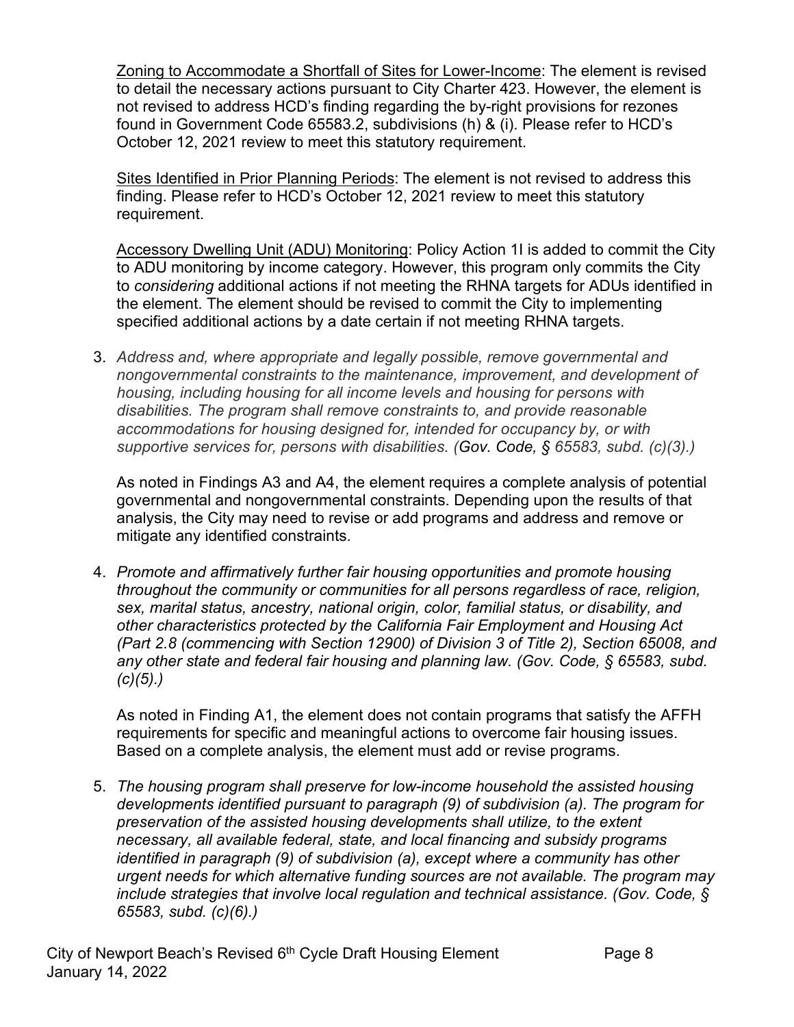Zoning to Accommodate a Shortfall of Sites for Lower-Income: The element is revised to detail the necessary actions pursuant to City Charter 423. However, the element is not revised to address HCD's finding regarding the by-right provisions for rezones found in Government Code 65583.2, subdivisions (h) & (i). Please refer to HCD's October 12, 2021 review to meet this statutory requirement.

Sites Identified in Prior Planning Periods: The element is not revised to address this finding. Please refer to HCD's October 12, 2021 review to meet this statutory requirement.

Accessory Dwelling Unit (ADU) Monitoring: Policy Action 1I is added to commit the City to ADU monitoring by income category. However, this program only commits the City to *considering* additional actions if not meeting the RHNA targets for ADUs identified in the element. The element should be revised to commit the City to implementing specified additional actions by a date certain if not meeting RHNA targets.

3. *Address and, where appropriate and legally possible, remove governmental and nongovernmental constraints to the maintenance, improvement, and development of housing, including housing for all income levels and housing for persons with disabilities. The program shall remove constraints to, and provide reasonable accommodations for housing designed for, intended for occupancy by, or with supportive services for, persons with disabilities. (Gov. Code, § 65583, subd. (c)(3).)*

   As noted in Findings A3 and A4, the element requires a complete analysis of potential governmental and nongovernmental constraints. Depending upon the results of that analysis, the City may need to revise or add programs and address and remove or mitigate any identified constraints.

4. *Promote and affirmatively further fair housing opportunities and promote housing throughout the community or communities for all persons regardless of race, religion, sex, marital status, ancestry, national origin, color, familial status, or disability, and other characteristics protected by the California Fair Employment and Housing Act (Part 2.8 (commencing with Section 12900) of Division 3 of Title 2), Section 65008, and any other state and federal fair housing and planning law. (Gov. Code, § 65583, subd. (c)(5).)*

   As noted in Finding A1, the element does not contain programs that satisfy the AFFH requirements for specific and meaningful actions to overcome fair housing issues. Based on a complete analysis, the element must add or revise programs.

5. *The housing program shall preserve for low-income household the assisted housing developments identified pursuant to paragraph (9) of subdivision (a). The program for preservation of the assisted housing developments shall utilize, to the extent necessary, all available federal, state, and local financing and subsidy programs identified in paragraph (9) of subdivision (a), except where a community has other urgent needs for which alternative funding sources are not available. The program may include strategies that involve local regulation and technical assistance. (Gov. Code, § 65583, subd. (c)(6).)*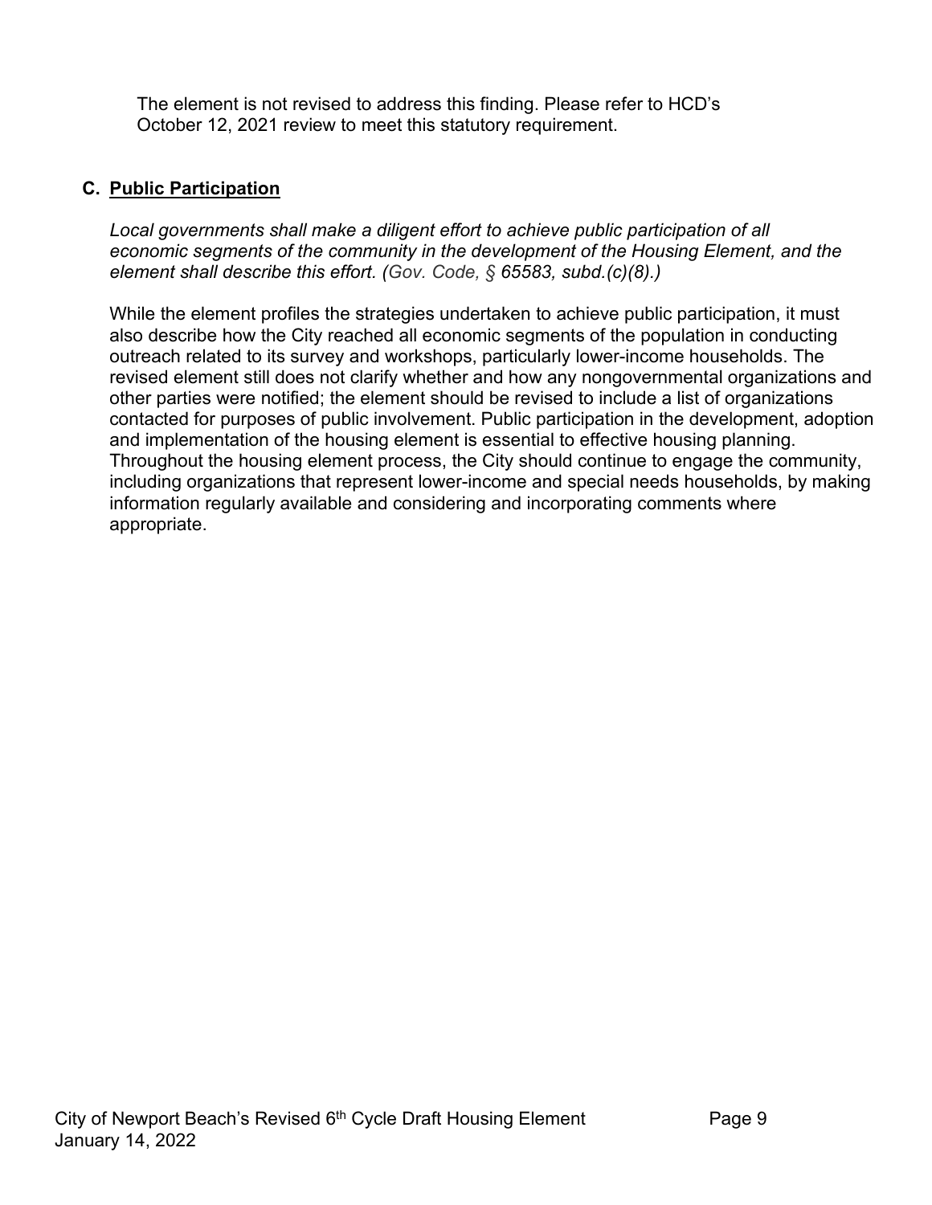The element is not revised to address this finding. Please refer to HCD's October 12, 2021 review to meet this statutory requirement.

### C. Public Participation

*Local governments shall make a diligent effort to achieve public participation of all economic segments of the community in the development of the Housing Element, and the element shall describe this effort. (Gov. Code, § 65583, subd.(c)(8).)*

While the element profiles the strategies undertaken to achieve public participation, it must also describe how the City reached all economic segments of the population in conducting outreach related to its survey and workshops, particularly lower-income households. The revised element still does not clarify whether and how any nongovernmental organizations and other parties were notified; the element should be revised to include a list of organizations contacted for purposes of public involvement. Public participation in the development, adoption and implementation of the housing element is essential to effective housing planning. Throughout the housing element process, the City should continue to engage the community, including organizations that represent lower-income and special needs households, by making information regularly available and considering and incorporating comments where appropriate.